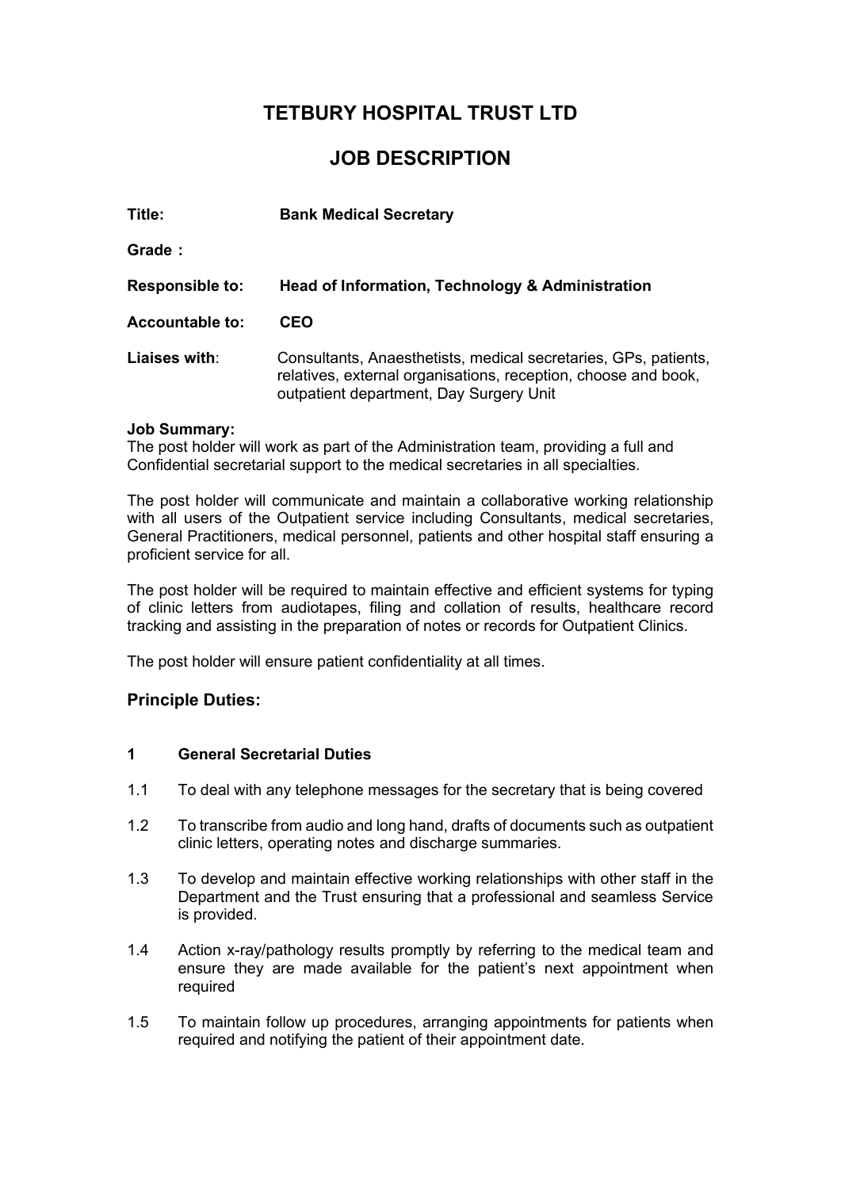# TETBURY HOSPITAL TRUST LTD

# JOB DESCRIPTION

**Title:** **Bank Medical Secretary**

**Grade :**

**Responsible to:** **Head of Information, Technology & Administration**

**Accountable to:** **CEO**

**Liaises with**: Consultants, Anaesthetists, medical secretaries, GPs, patients, relatives, external organisations, reception, choose and book, outpatient department, Day Surgery Unit

**Job Summary:**
The post holder will work as part of the Administration team, providing a full and Confidential secretarial support to the medical secretaries in all specialties.

The post holder will communicate and maintain a collaborative working relationship with all users of the Outpatient service including Consultants, medical secretaries, General Practitioners, medical personnel, patients and other hospital staff ensuring a proficient service for all.

The post holder will be required to maintain effective and efficient systems for typing of clinic letters from audiotapes, filing and collation of results, healthcare record tracking and assisting in the preparation of notes or records for Outpatient Clinics.

The post holder will ensure patient confidentiality at all times.

## Principle Duties:

### 1 General Secretarial Duties

1.1 To deal with any telephone messages for the secretary that is being covered

1.2 To transcribe from audio and long hand, drafts of documents such as outpatient clinic letters, operating notes and discharge summaries.

1.3 To develop and maintain effective working relationships with other staff in the Department and the Trust ensuring that a professional and seamless Service is provided.

1.4 Action x-ray/pathology results promptly by referring to the medical team and ensure they are made available for the patient's next appointment when required

1.5 To maintain follow up procedures, arranging appointments for patients when required and notifying the patient of their appointment date.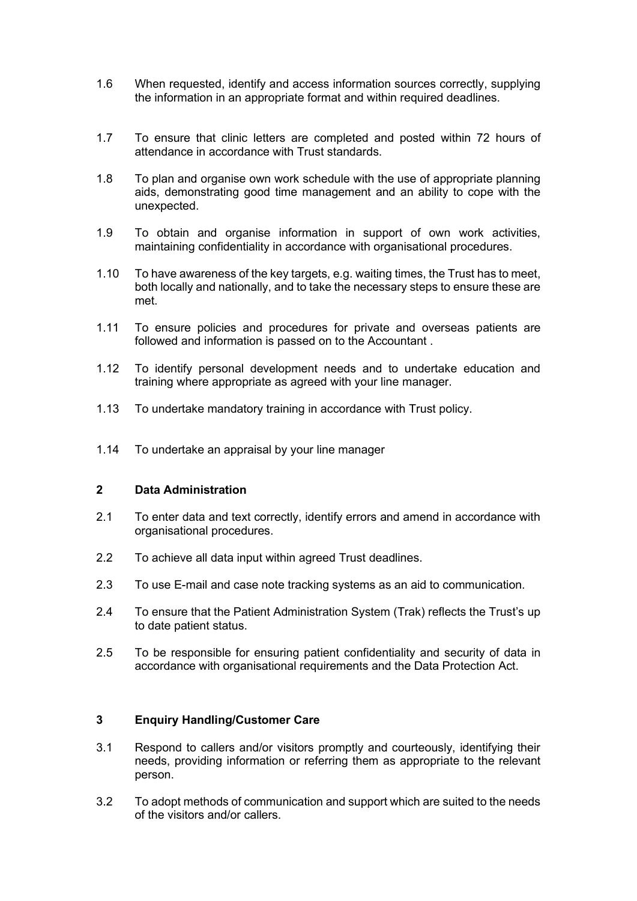1.6 When requested, identify and access information sources correctly, supplying the information in an appropriate format and within required deadlines.

1.7 To ensure that clinic letters are completed and posted within 72 hours of attendance in accordance with Trust standards.

1.8 To plan and organise own work schedule with the use of appropriate planning aids, demonstrating good time management and an ability to cope with the unexpected.

1.9 To obtain and organise information in support of own work activities, maintaining confidentiality in accordance with organisational procedures.

1.10 To have awareness of the key targets, e.g. waiting times, the Trust has to meet, both locally and nationally, and to take the necessary steps to ensure these are met.

1.11 To ensure policies and procedures for private and overseas patients are followed and information is passed on to the Accountant .

1.12 To identify personal development needs and to undertake education and training where appropriate as agreed with your line manager.

1.13 To undertake mandatory training in accordance with Trust policy.

1.14 To undertake an appraisal by your line manager

## 2 Data Administration

2.1 To enter data and text correctly, identify errors and amend in accordance with organisational procedures.

2.2 To achieve all data input within agreed Trust deadlines.

2.3 To use E-mail and case note tracking systems as an aid to communication.

2.4 To ensure that the Patient Administration System (Trak) reflects the Trust's up to date patient status.

2.5 To be responsible for ensuring patient confidentiality and security of data in accordance with organisational requirements and the Data Protection Act.

## 3 Enquiry Handling/Customer Care

3.1 Respond to callers and/or visitors promptly and courteously, identifying their needs, providing information or referring them as appropriate to the relevant person.

3.2 To adopt methods of communication and support which are suited to the needs of the visitors and/or callers.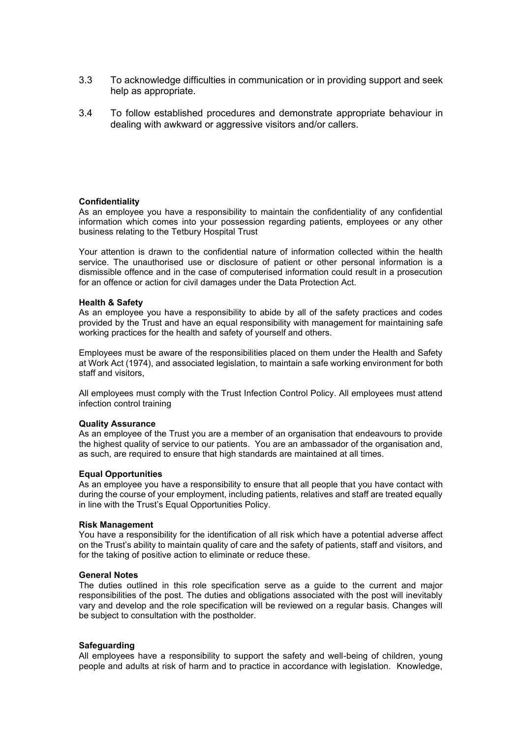3.3 To acknowledge difficulties in communication or in providing support and seek help as appropriate.

3.4 To follow established procedures and demonstrate appropriate behaviour in dealing with awkward or aggressive visitors and/or callers.

**Confidentiality**

As an employee you have a responsibility to maintain the confidentiality of any confidential information which comes into your possession regarding patients, employees or any other business relating to the Tetbury Hospital Trust

Your attention is drawn to the confidential nature of information collected within the health service. The unauthorised use or disclosure of patient or other personal information is a dismissible offence and in the case of computerised information could result in a prosecution for an offence or action for civil damages under the Data Protection Act.

**Health & Safety**

As an employee you have a responsibility to abide by all of the safety practices and codes provided by the Trust and have an equal responsibility with management for maintaining safe working practices for the health and safety of yourself and others.

Employees must be aware of the responsibilities placed on them under the Health and Safety at Work Act (1974), and associated legislation, to maintain a safe working environment for both staff and visitors,

All employees must comply with the Trust Infection Control Policy. All employees must attend infection control training

**Quality Assurance**

As an employee of the Trust you are a member of an organisation that endeavours to provide the highest quality of service to our patients. You are an ambassador of the organisation and, as such, are required to ensure that high standards are maintained at all times.

**Equal Opportunities**

As an employee you have a responsibility to ensure that all people that you have contact with during the course of your employment, including patients, relatives and staff are treated equally in line with the Trust's Equal Opportunities Policy.

**Risk Management**

You have a responsibility for the identification of all risk which have a potential adverse affect on the Trust's ability to maintain quality of care and the safety of patients, staff and visitors, and for the taking of positive action to eliminate or reduce these.

**General Notes**

The duties outlined in this role specification serve as a guide to the current and major responsibilities of the post. The duties and obligations associated with the post will inevitably vary and develop and the role specification will be reviewed on a regular basis. Changes will be subject to consultation with the postholder.

**Safeguarding**

All employees have a responsibility to support the safety and well-being of children, young people and adults at risk of harm and to practice in accordance with legislation. Knowledge,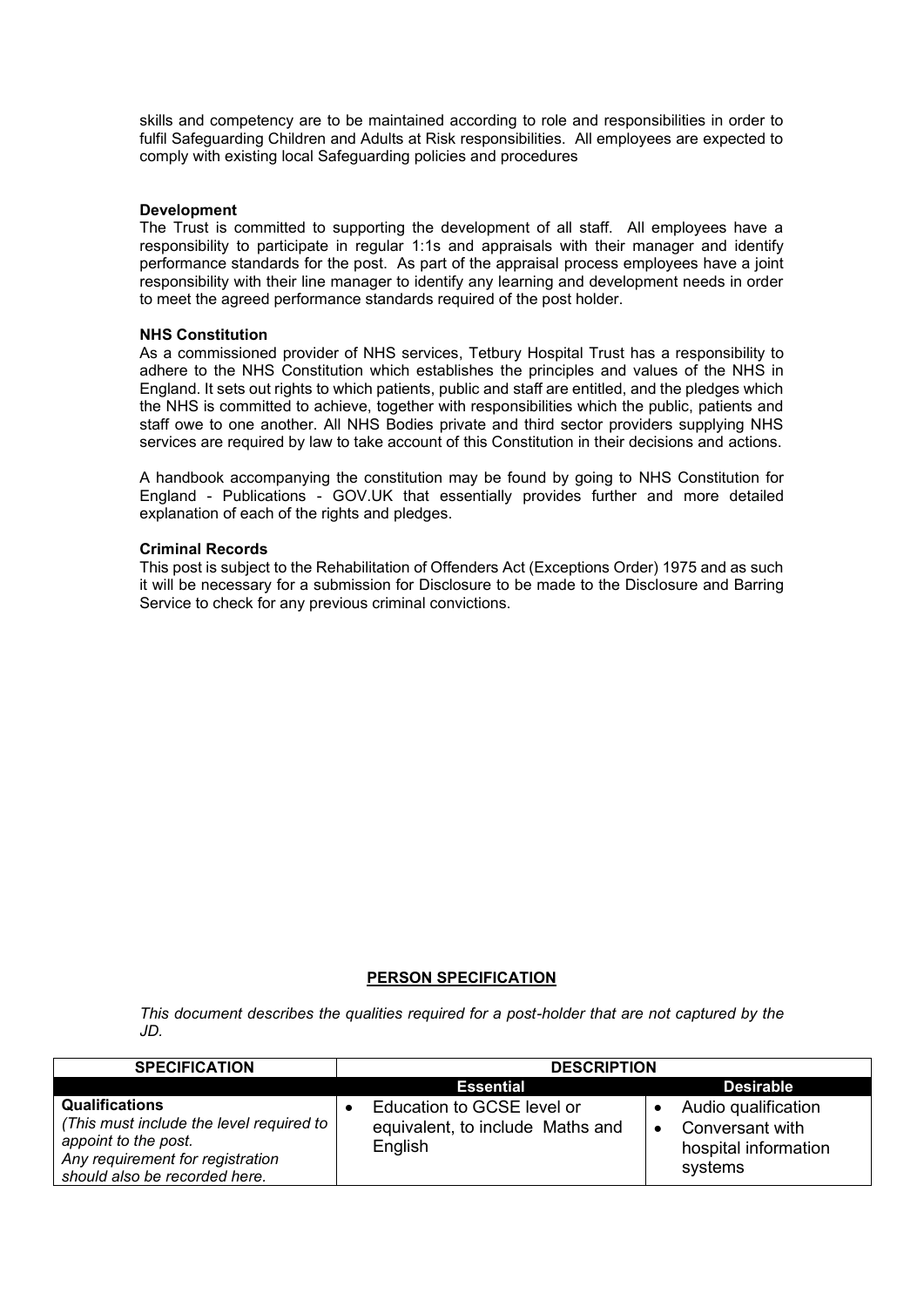skills and competency are to be maintained according to role and responsibilities in order to fulfil Safeguarding Children and Adults at Risk responsibilities. All employees are expected to comply with existing local Safeguarding policies and procedures

**Development**

The Trust is committed to supporting the development of all staff. All employees have a responsibility to participate in regular 1:1s and appraisals with their manager and identify performance standards for the post. As part of the appraisal process employees have a joint responsibility with their line manager to identify any learning and development needs in order to meet the agreed performance standards required of the post holder.

**NHS Constitution**

As a commissioned provider of NHS services, Tetbury Hospital Trust has a responsibility to adhere to the NHS Constitution which establishes the principles and values of the NHS in England. It sets out rights to which patients, public and staff are entitled, and the pledges which the NHS is committed to achieve, together with responsibilities which the public, patients and staff owe to one another. All NHS Bodies private and third sector providers supplying NHS services are required by law to take account of this Constitution in their decisions and actions.

A handbook accompanying the constitution may be found by going to NHS Constitution for England - Publications - GOV.UK that essentially provides further and more detailed explanation of each of the rights and pledges.

**Criminal Records**

This post is subject to the Rehabilitation of Offenders Act (Exceptions Order) 1975 and as such it will be necessary for a submission for Disclosure to be made to the Disclosure and Barring Service to check for any previous criminal convictions.

## PERSON SPECIFICATION

*This document describes the qualities required for a post-holder that are not captured by the JD.*

| SPECIFICATION | DESCRIPTION | |
|---|---|---|
| | **Essential** | **Desirable** |
| **Qualifications** *(This must include the level required to appoint to the post. Any requirement for registration should also be recorded here.* | • Education to GCSE level or equivalent, to include Maths and English | • Audio qualification<br>• Conversant with hospital information systems |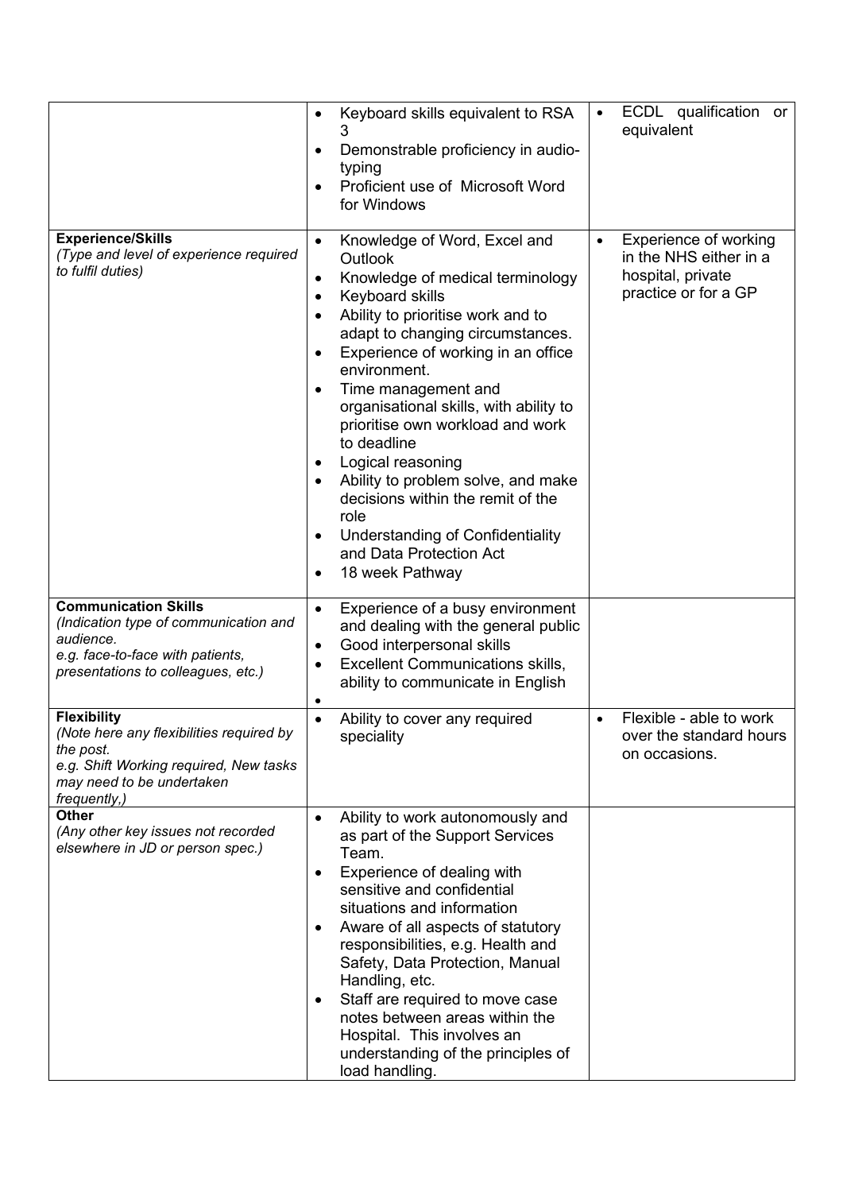| | | |
|---|---|---|
| | • Keyboard skills equivalent to RSA 3<br>• Demonstrable proficiency in audio-typing<br>• Proficient use of Microsoft Word for Windows | • ECDL qualification or equivalent |
| **Experience/Skills**<br>*(Type and level of experience required to fulfil duties)* | • Knowledge of Word, Excel and Outlook<br>• Knowledge of medical terminology<br>• Keyboard skills<br>• Ability to prioritise work and to adapt to changing circumstances.<br>• Experience of working in an office environment.<br>• Time management and organisational skills, with ability to prioritise own workload and work to deadline<br>• Logical reasoning<br>• Ability to problem solve, and make decisions within the remit of the role<br>• Understanding of Confidentiality and Data Protection Act<br>• 18 week Pathway | • Experience of working in the NHS either in a hospital, private practice or for a GP |
| **Communication Skills**<br>*(Indication type of communication and audience.<br>e.g. face-to-face with patients, presentations to colleagues, etc.)* | • Experience of a busy environment and dealing with the general public<br>• Good interpersonal skills<br>• Excellent Communications skills, ability to communicate in English<br>• | |
| **Flexibility**<br>*(Note here any flexibilities required by the post.<br>e.g. Shift Working required, New tasks may need to be undertaken frequently,)* | • Ability to cover any required speciality | • Flexible - able to work over the standard hours on occasions. |
| **Other**<br>*(Any other key issues not recorded elsewhere in JD or person spec.)* | • Ability to work autonomously and as part of the Support Services Team.<br>• Experience of dealing with sensitive and confidential situations and information<br>• Aware of all aspects of statutory responsibilities, e.g. Health and Safety, Data Protection, Manual Handling, etc.<br>• Staff are required to move case notes between areas within the Hospital. This involves an understanding of the principles of load handling. | |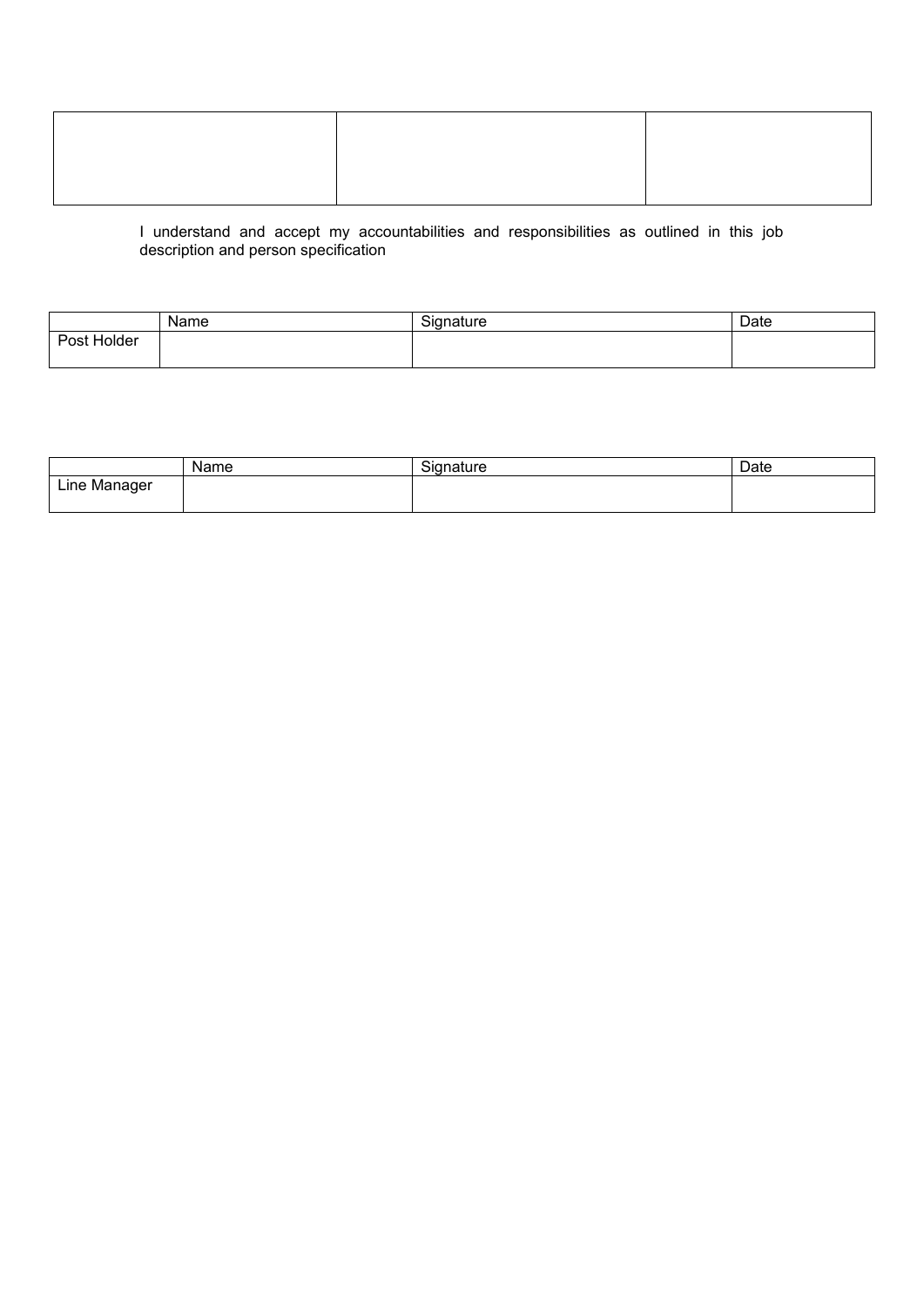| | | |
|---|---|---|
| | | |

I understand and accept my accountabilities and responsibilities as outlined in this job description and person specification

| | Name | Signature | Date |
|---|---|---|---|
| Post Holder | | | |

| | Name | Signature | Date |
|---|---|---|---|
| Line Manager | | | |